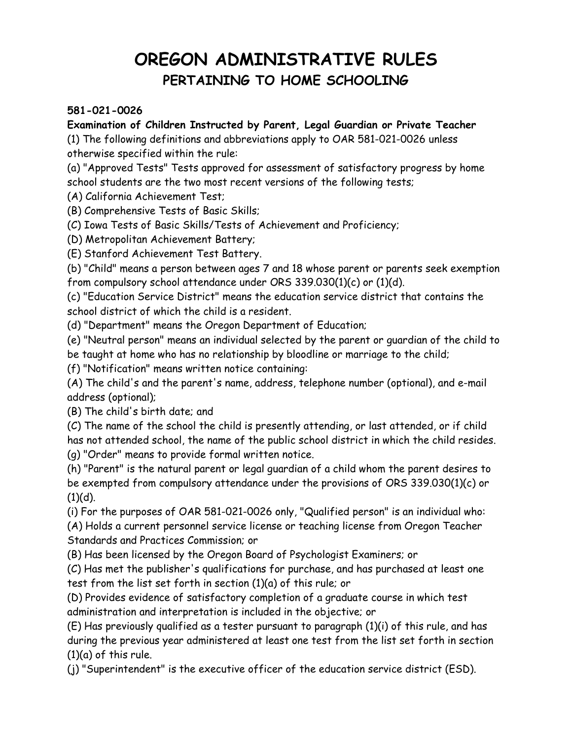# OREGON ADMINISTRATIVE RULES

## PERTAINING TO HOME SCHOOLING

**581-021-0026**

**Examination of Children Instructed by Parent, Legal Guardian or Private Teacher**

(1) The following definitions and abbreviations apply to OAR 581-021-0026 unless otherwise specified within the rule:

(a) "Approved Tests" Tests approved for assessment of satisfactory progress by home school students are the two most recent versions of the following tests;

(A) California Achievement Test;

(B) Comprehensive Tests of Basic Skills;

(C) Iowa Tests of Basic Skills/Tests of Achievement and Proficiency;

(D) Metropolitan Achievement Battery;

(E) Stanford Achievement Test Battery.

(b) "Child" means a person between ages 7 and 18 whose parent or parents seek exemption from compulsory school attendance under ORS 339.030(1)(c) or (1)(d).

(c) "Education Service District" means the education service district that contains the school district of which the child is a resident.

(d) "Department" means the Oregon Department of Education;

(e) "Neutral person" means an individual selected by the parent or guardian of the child to be taught at home who has no relationship by bloodline or marriage to the child;

(f) "Notification" means written notice containing:

(A) The child's and the parent's name, address, telephone number (optional), and e-mail address (optional);

(B) The child's birth date; and

(C) The name of the school the child is presently attending, or last attended, or if child has not attended school, the name of the public school district in which the child resides.

(g) "Order" means to provide formal written notice.

(h) "Parent" is the natural parent or legal guardian of a child whom the parent desires to be exempted from compulsory attendance under the provisions of ORS 339.030(1)(c) or (1)(d).

(i) For the purposes of OAR 581-021-0026 only, "Qualified person" is an individual who:

(A) Holds a current personnel service license or teaching license from Oregon Teacher Standards and Practices Commission; or

(B) Has been licensed by the Oregon Board of Psychologist Examiners; or

(C) Has met the publisher's qualifications for purchase, and has purchased at least one test from the list set forth in section (1)(a) of this rule; or

(D) Provides evidence of satisfactory completion of a graduate course in which test administration and interpretation is included in the objective; or

(E) Has previously qualified as a tester pursuant to paragraph (1)(i) of this rule, and has during the previous year administered at least one test from the list set forth in section (1)(a) of this rule.

(j) "Superintendent" is the executive officer of the education service district (ESD).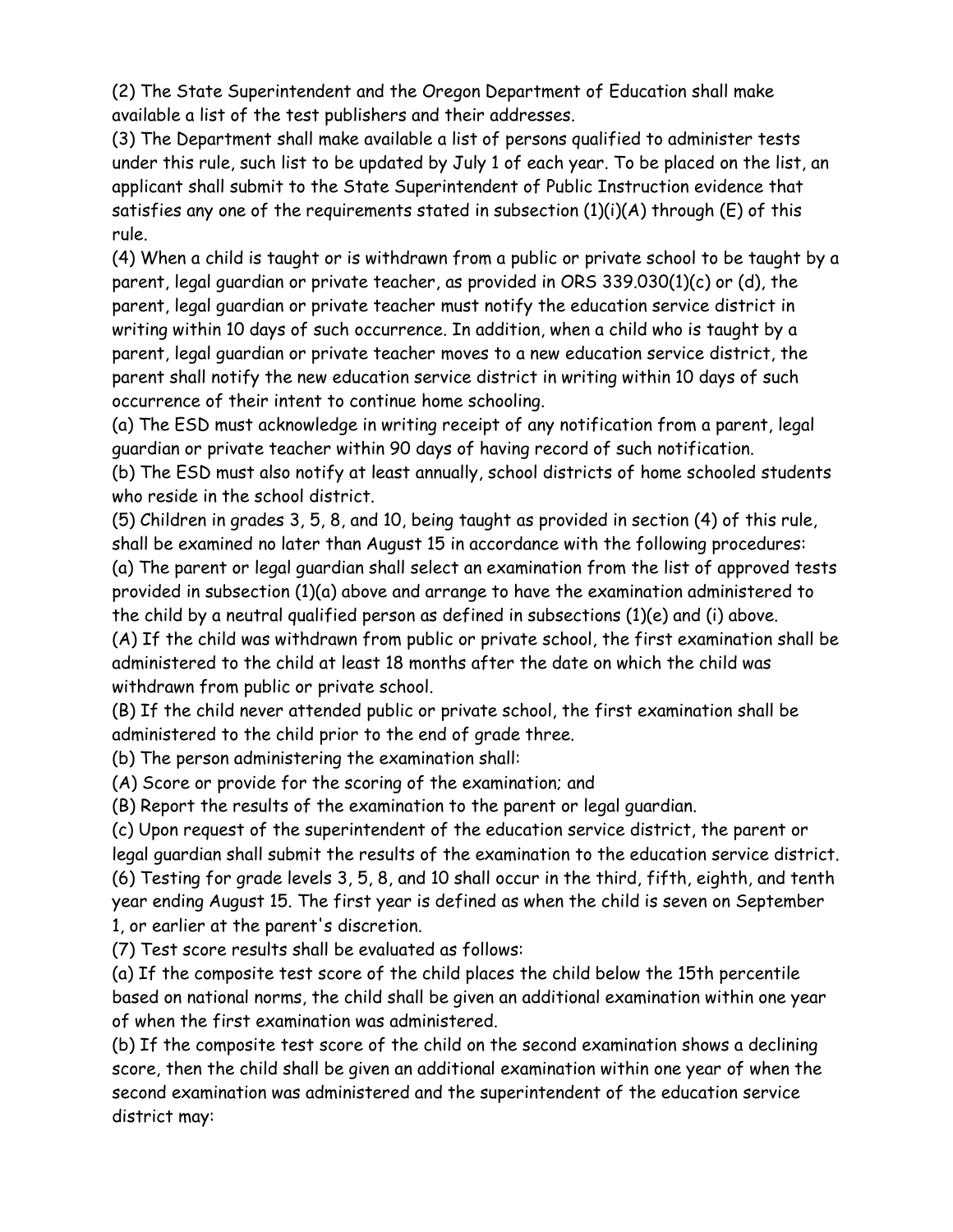(2) The State Superintendent and the Oregon Department of Education shall make available a list of the test publishers and their addresses.

(3) The Department shall make available a list of persons qualified to administer tests under this rule, such list to be updated by July 1 of each year. To be placed on the list, an applicant shall submit to the State Superintendent of Public Instruction evidence that satisfies any one of the requirements stated in subsection (1)(i)(A) through (E) of this rule.

(4) When a child is taught or is withdrawn from a public or private school to be taught by a parent, legal guardian or private teacher, as provided in ORS 339.030(1)(c) or (d), the parent, legal guardian or private teacher must notify the education service district in writing within 10 days of such occurrence. In addition, when a child who is taught by a parent, legal guardian or private teacher moves to a new education service district, the parent shall notify the new education service district in writing within 10 days of such occurrence of their intent to continue home schooling.

(a) The ESD must acknowledge in writing receipt of any notification from a parent, legal guardian or private teacher within 90 days of having record of such notification.

(b) The ESD must also notify at least annually, school districts of home schooled students who reside in the school district.

(5) Children in grades 3, 5, 8, and 10, being taught as provided in section (4) of this rule, shall be examined no later than August 15 in accordance with the following procedures:

(a) The parent or legal guardian shall select an examination from the list of approved tests provided in subsection (1)(a) above and arrange to have the examination administered to the child by a neutral qualified person as defined in subsections (1)(e) and (i) above.

(A) If the child was withdrawn from public or private school, the first examination shall be administered to the child at least 18 months after the date on which the child was withdrawn from public or private school.

(B) If the child never attended public or private school, the first examination shall be administered to the child prior to the end of grade three.

(b) The person administering the examination shall:

(A) Score or provide for the scoring of the examination; and

(B) Report the results of the examination to the parent or legal guardian.

(c) Upon request of the superintendent of the education service district, the parent or legal guardian shall submit the results of the examination to the education service district.

(6) Testing for grade levels 3, 5, 8, and 10 shall occur in the third, fifth, eighth, and tenth year ending August 15. The first year is defined as when the child is seven on September 1, or earlier at the parent's discretion.

(7) Test score results shall be evaluated as follows:

(a) If the composite test score of the child places the child below the 15th percentile based on national norms, the child shall be given an additional examination within one year of when the first examination was administered.

(b) If the composite test score of the child on the second examination shows a declining score, then the child shall be given an additional examination within one year of when the second examination was administered and the superintendent of the education service district may: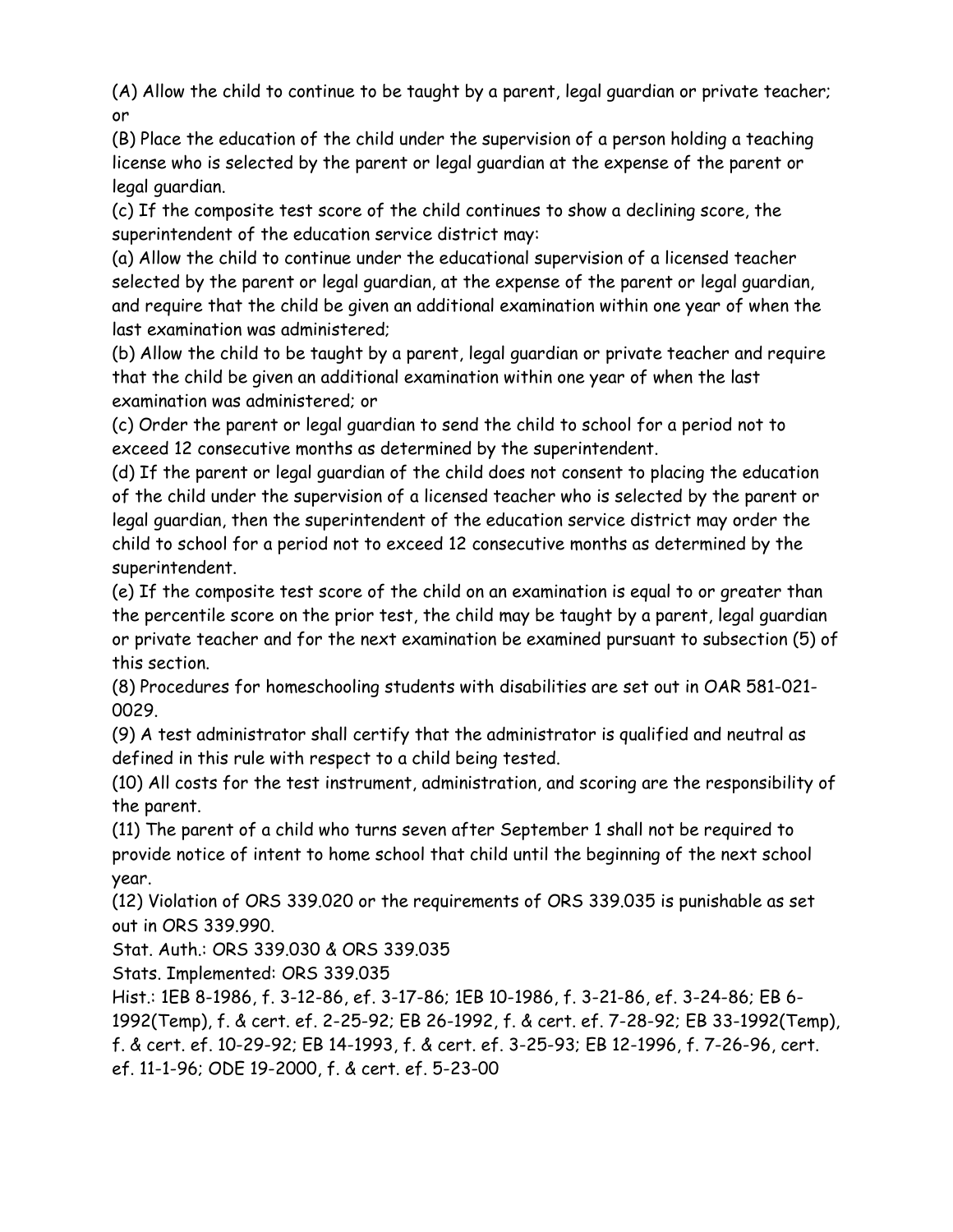(A) Allow the child to continue to be taught by a parent, legal guardian or private teacher; or

(B) Place the education of the child under the supervision of a person holding a teaching license who is selected by the parent or legal guardian at the expense of the parent or legal guardian.

(c) If the composite test score of the child continues to show a declining score, the superintendent of the education service district may:

(a) Allow the child to continue under the educational supervision of a licensed teacher selected by the parent or legal guardian, at the expense of the parent or legal guardian, and require that the child be given an additional examination within one year of when the last examination was administered;

(b) Allow the child to be taught by a parent, legal guardian or private teacher and require that the child be given an additional examination within one year of when the last examination was administered; or

(c) Order the parent or legal guardian to send the child to school for a period not to exceed 12 consecutive months as determined by the superintendent.

(d) If the parent or legal guardian of the child does not consent to placing the education of the child under the supervision of a licensed teacher who is selected by the parent or legal guardian, then the superintendent of the education service district may order the child to school for a period not to exceed 12 consecutive months as determined by the superintendent.

(e) If the composite test score of the child on an examination is equal to or greater than the percentile score on the prior test, the child may be taught by a parent, legal guardian or private teacher and for the next examination be examined pursuant to subsection (5) of this section.

(8) Procedures for homeschooling students with disabilities are set out in OAR 581-021-0029.

(9) A test administrator shall certify that the administrator is qualified and neutral as defined in this rule with respect to a child being tested.

(10) All costs for the test instrument, administration, and scoring are the responsibility of the parent.

(11) The parent of a child who turns seven after September 1 shall not be required to provide notice of intent to home school that child until the beginning of the next school year.

(12) Violation of ORS 339.020 or the requirements of ORS 339.035 is punishable as set out in ORS 339.990.

Stat. Auth.: ORS 339.030 & ORS 339.035

Stats. Implemented: ORS 339.035

Hist.: 1EB 8-1986, f. 3-12-86, ef. 3-17-86; 1EB 10-1986, f. 3-21-86, ef. 3-24-86; EB 6-1992(Temp), f. & cert. ef. 2-25-92; EB 26-1992, f. & cert. ef. 7-28-92; EB 33-1992(Temp), f. & cert. ef. 10-29-92; EB 14-1993, f. & cert. ef. 3-25-93; EB 12-1996, f. 7-26-96, cert. ef. 11-1-96; ODE 19-2000, f. & cert. ef. 5-23-00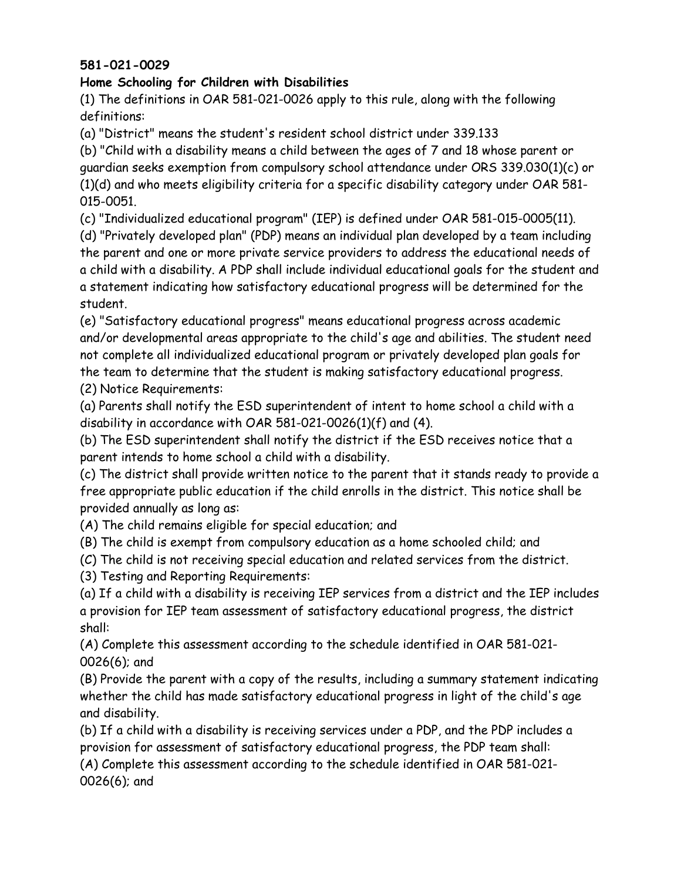**581-021-0029**

**Home Schooling for Children with Disabilities**

(1) The definitions in OAR 581-021-0026 apply to this rule, along with the following definitions:

(a) "District" means the student's resident school district under 339.133

(b) "Child with a disability means a child between the ages of 7 and 18 whose parent or guardian seeks exemption from compulsory school attendance under ORS 339.030(1)(c) or (1)(d) and who meets eligibility criteria for a specific disability category under OAR 581-015-0051.

(c) "Individualized educational program" (IEP) is defined under OAR 581-015-0005(11).

(d) "Privately developed plan" (PDP) means an individual plan developed by a team including the parent and one or more private service providers to address the educational needs of a child with a disability. A PDP shall include individual educational goals for the student and a statement indicating how satisfactory educational progress will be determined for the student.

(e) "Satisfactory educational progress" means educational progress across academic and/or developmental areas appropriate to the child's age and abilities. The student need not complete all individualized educational program or privately developed plan goals for the team to determine that the student is making satisfactory educational progress.

(2) Notice Requirements:

(a) Parents shall notify the ESD superintendent of intent to home school a child with a disability in accordance with OAR 581-021-0026(1)(f) and (4).

(b) The ESD superintendent shall notify the district if the ESD receives notice that a parent intends to home school a child with a disability.

(c) The district shall provide written notice to the parent that it stands ready to provide a free appropriate public education if the child enrolls in the district. This notice shall be provided annually as long as:

(A) The child remains eligible for special education; and

(B) The child is exempt from compulsory education as a home schooled child; and

(C) The child is not receiving special education and related services from the district.

(3) Testing and Reporting Requirements:

(a) If a child with a disability is receiving IEP services from a district and the IEP includes a provision for IEP team assessment of satisfactory educational progress, the district shall:

(A) Complete this assessment according to the schedule identified in OAR 581-021-0026(6); and

(B) Provide the parent with a copy of the results, including a summary statement indicating whether the child has made satisfactory educational progress in light of the child's age and disability.

(b) If a child with a disability is receiving services under a PDP, and the PDP includes a provision for assessment of satisfactory educational progress, the PDP team shall:

(A) Complete this assessment according to the schedule identified in OAR 581-021-0026(6); and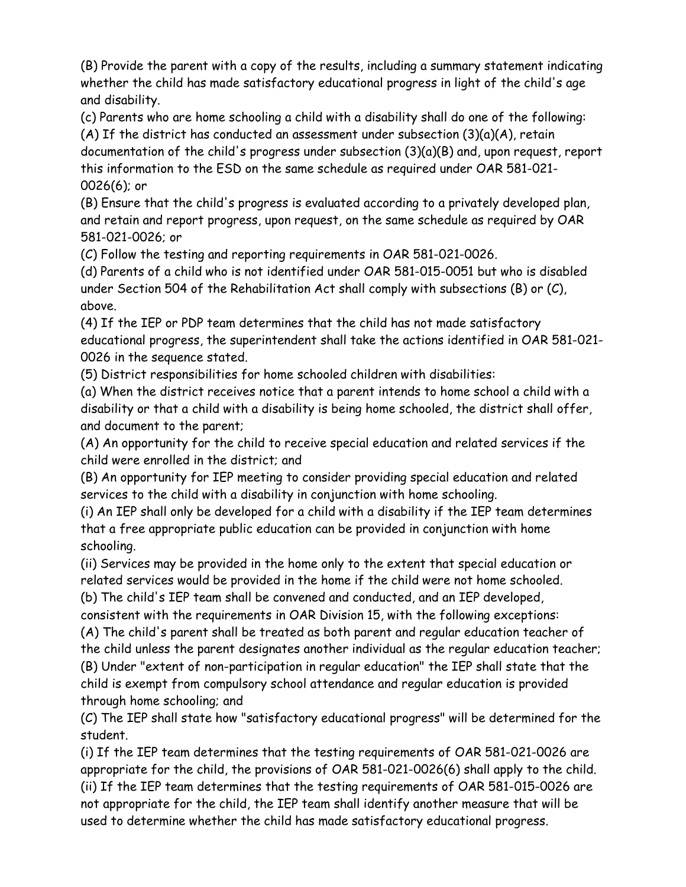(B) Provide the parent with a copy of the results, including a summary statement indicating whether the child has made satisfactory educational progress in light of the child's age and disability.

(c) Parents who are home schooling a child with a disability shall do one of the following:

(A) If the district has conducted an assessment under subsection (3)(a)(A), retain documentation of the child's progress under subsection (3)(a)(B) and, upon request, report this information to the ESD on the same schedule as required under OAR 581-021-0026(6); or

(B) Ensure that the child's progress is evaluated according to a privately developed plan, and retain and report progress, upon request, on the same schedule as required by OAR 581-021-0026; or

(C) Follow the testing and reporting requirements in OAR 581-021-0026.

(d) Parents of a child who is not identified under OAR 581-015-0051 but who is disabled under Section 504 of the Rehabilitation Act shall comply with subsections (B) or (C), above.

(4) If the IEP or PDP team determines that the child has not made satisfactory educational progress, the superintendent shall take the actions identified in OAR 581-021-0026 in the sequence stated.

(5) District responsibilities for home schooled children with disabilities:

(a) When the district receives notice that a parent intends to home school a child with a disability or that a child with a disability is being home schooled, the district shall offer, and document to the parent;

(A) An opportunity for the child to receive special education and related services if the child were enrolled in the district; and

(B) An opportunity for IEP meeting to consider providing special education and related services to the child with a disability in conjunction with home schooling.

(i) An IEP shall only be developed for a child with a disability if the IEP team determines that a free appropriate public education can be provided in conjunction with home schooling.

(ii) Services may be provided in the home only to the extent that special education or related services would be provided in the home if the child were not home schooled.

(b) The child's IEP team shall be convened and conducted, and an IEP developed, consistent with the requirements in OAR Division 15, with the following exceptions:

(A) The child's parent shall be treated as both parent and regular education teacher of the child unless the parent designates another individual as the regular education teacher;

(B) Under "extent of non-participation in regular education" the IEP shall state that the child is exempt from compulsory school attendance and regular education is provided through home schooling; and

(C) The IEP shall state how "satisfactory educational progress" will be determined for the student.

(i) If the IEP team determines that the testing requirements of OAR 581-021-0026 are appropriate for the child, the provisions of OAR 581-021-0026(6) shall apply to the child.

(ii) If the IEP team determines that the testing requirements of OAR 581-015-0026 are not appropriate for the child, the IEP team shall identify another measure that will be used to determine whether the child has made satisfactory educational progress.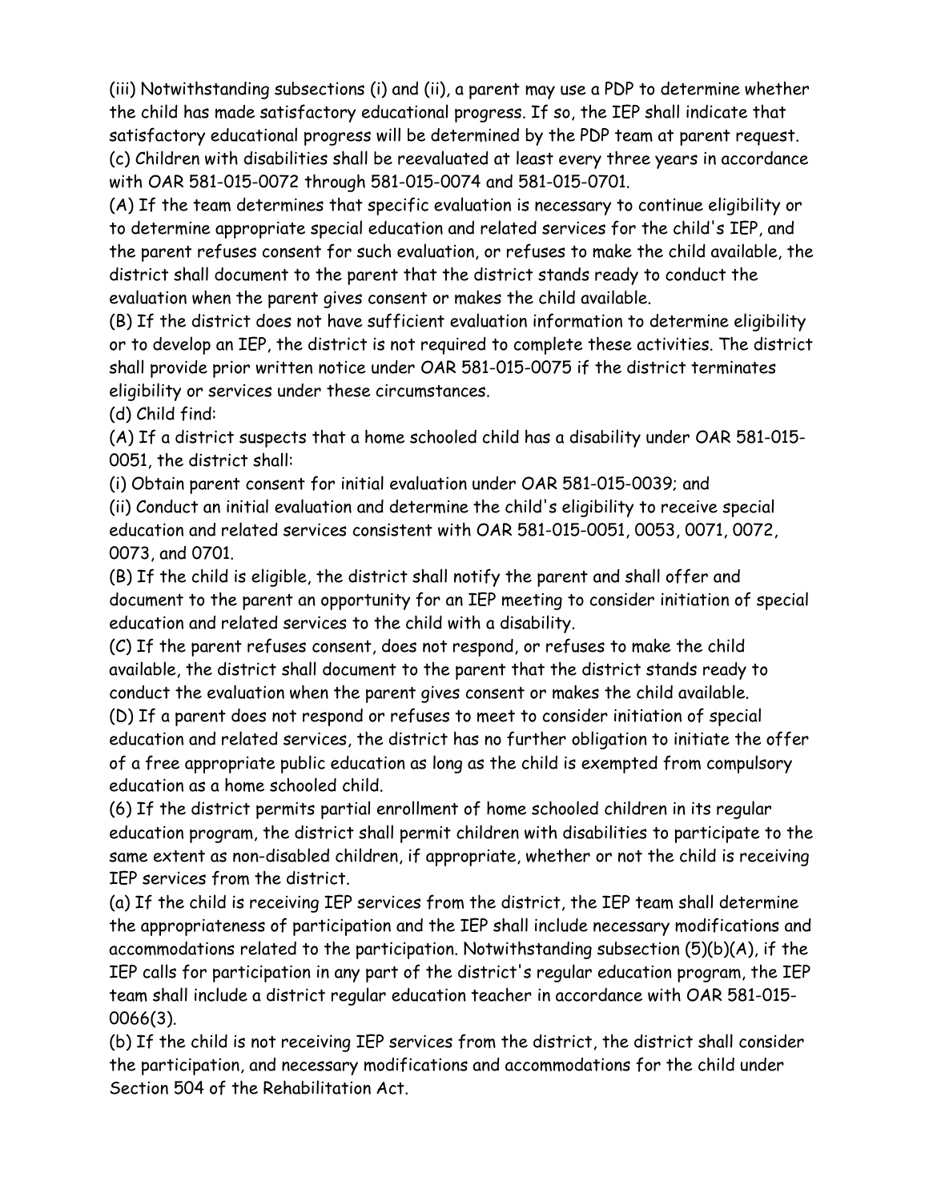(iii) Notwithstanding subsections (i) and (ii), a parent may use a PDP to determine whether the child has made satisfactory educational progress. If so, the IEP shall indicate that satisfactory educational progress will be determined by the PDP team at parent request.

(c) Children with disabilities shall be reevaluated at least every three years in accordance with OAR 581-015-0072 through 581-015-0074 and 581-015-0701.

(A) If the team determines that specific evaluation is necessary to continue eligibility or to determine appropriate special education and related services for the child's IEP, and the parent refuses consent for such evaluation, or refuses to make the child available, the district shall document to the parent that the district stands ready to conduct the evaluation when the parent gives consent or makes the child available.

(B) If the district does not have sufficient evaluation information to determine eligibility or to develop an IEP, the district is not required to complete these activities. The district shall provide prior written notice under OAR 581-015-0075 if the district terminates eligibility or services under these circumstances.

(d) Child find:

(A) If a district suspects that a home schooled child has a disability under OAR 581-015-0051, the district shall:

(i) Obtain parent consent for initial evaluation under OAR 581-015-0039; and

(ii) Conduct an initial evaluation and determine the child's eligibility to receive special education and related services consistent with OAR 581-015-0051, 0053, 0071, 0072, 0073, and 0701.

(B) If the child is eligible, the district shall notify the parent and shall offer and document to the parent an opportunity for an IEP meeting to consider initiation of special education and related services to the child with a disability.

(C) If the parent refuses consent, does not respond, or refuses to make the child available, the district shall document to the parent that the district stands ready to conduct the evaluation when the parent gives consent or makes the child available.

(D) If a parent does not respond or refuses to meet to consider initiation of special education and related services, the district has no further obligation to initiate the offer of a free appropriate public education as long as the child is exempted from compulsory education as a home schooled child.

(6) If the district permits partial enrollment of home schooled children in its regular education program, the district shall permit children with disabilities to participate to the same extent as non-disabled children, if appropriate, whether or not the child is receiving IEP services from the district.

(a) If the child is receiving IEP services from the district, the IEP team shall determine the appropriateness of participation and the IEP shall include necessary modifications and accommodations related to the participation. Notwithstanding subsection (5)(b)(A), if the IEP calls for participation in any part of the district's regular education program, the IEP team shall include a district regular education teacher in accordance with OAR 581-015-0066(3).

(b) If the child is not receiving IEP services from the district, the district shall consider the participation, and necessary modifications and accommodations for the child under Section 504 of the Rehabilitation Act.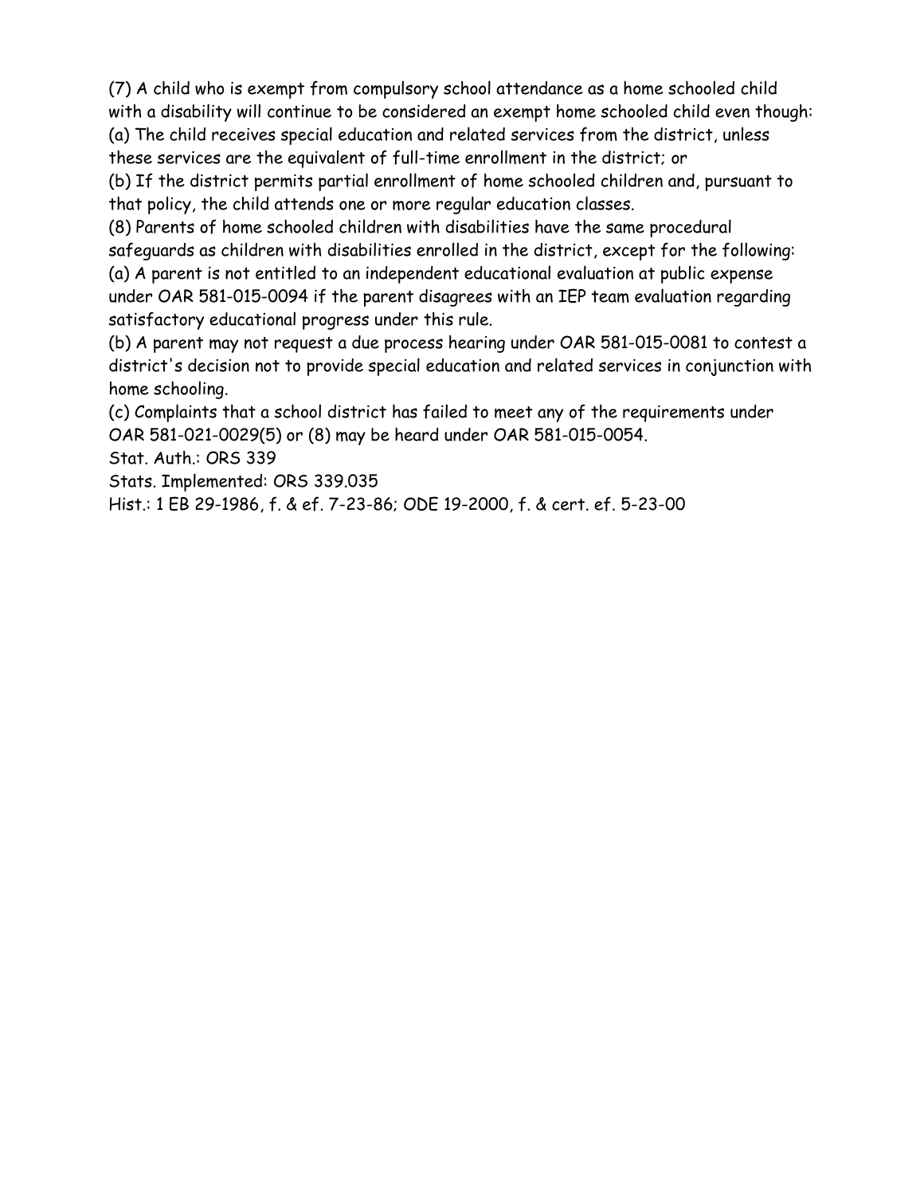(7) A child who is exempt from compulsory school attendance as a home schooled child with a disability will continue to be considered an exempt home schooled child even though:

(a) The child receives special education and related services from the district, unless these services are the equivalent of full-time enrollment in the district; or

(b) If the district permits partial enrollment of home schooled children and, pursuant to that policy, the child attends one or more regular education classes.

(8) Parents of home schooled children with disabilities have the same procedural safeguards as children with disabilities enrolled in the district, except for the following:

(a) A parent is not entitled to an independent educational evaluation at public expense under OAR 581-015-0094 if the parent disagrees with an IEP team evaluation regarding satisfactory educational progress under this rule.

(b) A parent may not request a due process hearing under OAR 581-015-0081 to contest a district's decision not to provide special education and related services in conjunction with home schooling.

(c) Complaints that a school district has failed to meet any of the requirements under OAR 581-021-0029(5) or (8) may be heard under OAR 581-015-0054.

Stat. Auth.: ORS 339

Stats. Implemented: ORS 339.035

Hist.: 1 EB 29-1986, f. & ef. 7-23-86; ODE 19-2000, f. & cert. ef. 5-23-00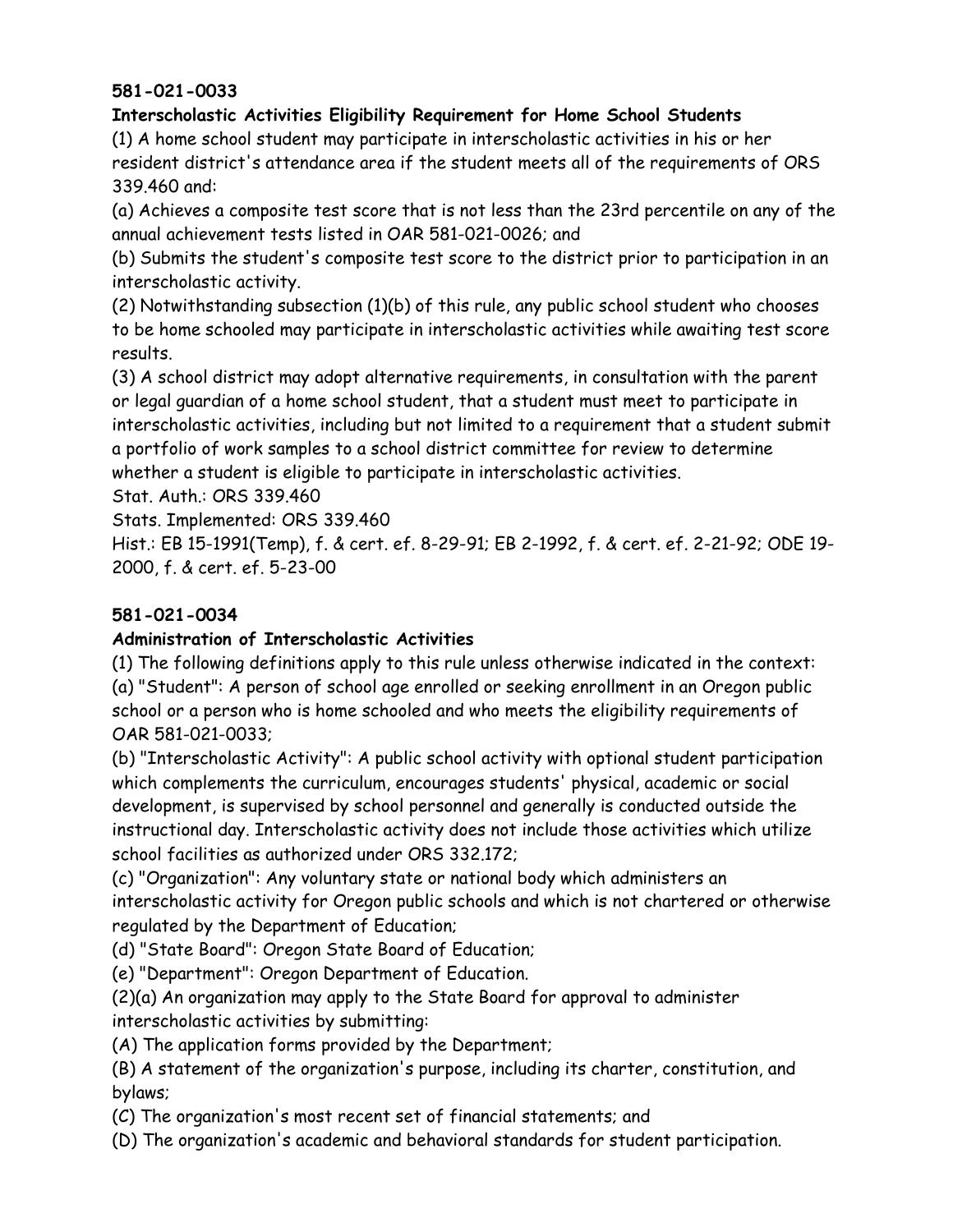**581-021-0033**

**Interscholastic Activities Eligibility Requirement for Home School Students**

(1) A home school student may participate in interscholastic activities in his or her resident district's attendance area if the student meets all of the requirements of ORS 339.460 and:

(a) Achieves a composite test score that is not less than the 23rd percentile on any of the annual achievement tests listed in OAR 581-021-0026; and

(b) Submits the student's composite test score to the district prior to participation in an interscholastic activity.

(2) Notwithstanding subsection (1)(b) of this rule, any public school student who chooses to be home schooled may participate in interscholastic activities while awaiting test score results.

(3) A school district may adopt alternative requirements, in consultation with the parent or legal guardian of a home school student, that a student must meet to participate in interscholastic activities, including but not limited to a requirement that a student submit a portfolio of work samples to a school district committee for review to determine whether a student is eligible to participate in interscholastic activities.

Stat. Auth.: ORS 339.460

Stats. Implemented: ORS 339.460

Hist.: EB 15-1991(Temp), f. & cert. ef. 8-29-91; EB 2-1992, f. & cert. ef. 2-21-92; ODE 19-2000, f. & cert. ef. 5-23-00

**581-021-0034**

**Administration of Interscholastic Activities**

(1) The following definitions apply to this rule unless otherwise indicated in the context:

(a) "Student": A person of school age enrolled or seeking enrollment in an Oregon public school or a person who is home schooled and who meets the eligibility requirements of OAR 581-021-0033;

(b) "Interscholastic Activity": A public school activity with optional student participation which complements the curriculum, encourages students' physical, academic or social development, is supervised by school personnel and generally is conducted outside the instructional day. Interscholastic activity does not include those activities which utilize school facilities as authorized under ORS 332.172;

(c) "Organization": Any voluntary state or national body which administers an interscholastic activity for Oregon public schools and which is not chartered or otherwise regulated by the Department of Education;

(d) "State Board": Oregon State Board of Education;

(e) "Department": Oregon Department of Education.

(2)(a) An organization may apply to the State Board for approval to administer interscholastic activities by submitting:

(A) The application forms provided by the Department;

(B) A statement of the organization's purpose, including its charter, constitution, and bylaws;

(C) The organization's most recent set of financial statements; and

(D) The organization's academic and behavioral standards for student participation.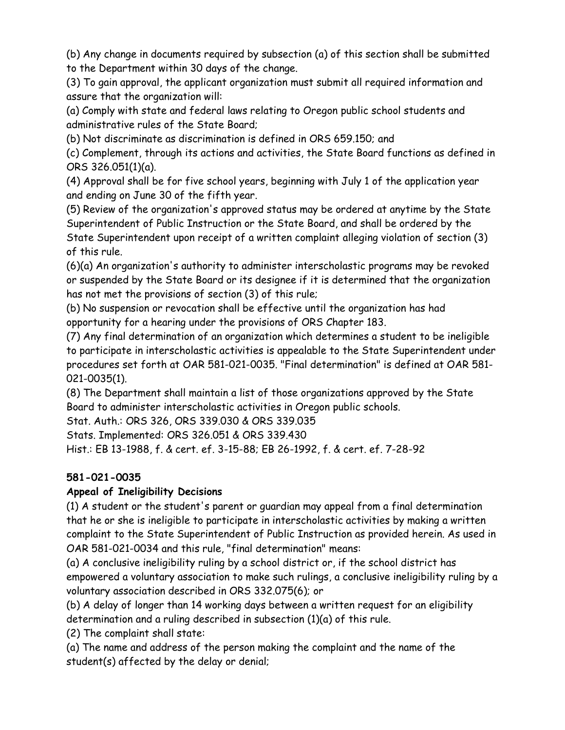(b) Any change in documents required by subsection (a) of this section shall be submitted to the Department within 30 days of the change.

(3) To gain approval, the applicant organization must submit all required information and assure that the organization will:

(a) Comply with state and federal laws relating to Oregon public school students and administrative rules of the State Board;

(b) Not discriminate as discrimination is defined in ORS 659.150; and

(c) Complement, through its actions and activities, the State Board functions as defined in ORS 326.051(1)(a).

(4) Approval shall be for five school years, beginning with July 1 of the application year and ending on June 30 of the fifth year.

(5) Review of the organization's approved status may be ordered at anytime by the State Superintendent of Public Instruction or the State Board, and shall be ordered by the State Superintendent upon receipt of a written complaint alleging violation of section (3) of this rule.

(6)(a) An organization's authority to administer interscholastic programs may be revoked or suspended by the State Board or its designee if it is determined that the organization has not met the provisions of section (3) of this rule;

(b) No suspension or revocation shall be effective until the organization has had opportunity for a hearing under the provisions of ORS Chapter 183.

(7) Any final determination of an organization which determines a student to be ineligible to participate in interscholastic activities is appealable to the State Superintendent under procedures set forth at OAR 581-021-0035. "Final determination" is defined at OAR 581-021-0035(1).

(8) The Department shall maintain a list of those organizations approved by the State Board to administer interscholastic activities in Oregon public schools.

Stat. Auth.: ORS 326, ORS 339.030 & ORS 339.035

Stats. Implemented: ORS 326.051 & ORS 339.430

Hist.: EB 13-1988, f. & cert. ef. 3-15-88; EB 26-1992, f. & cert. ef. 7-28-92

**581-021-0035**

**Appeal of Ineligibility Decisions**

(1) A student or the student's parent or guardian may appeal from a final determination that he or she is ineligible to participate in interscholastic activities by making a written complaint to the State Superintendent of Public Instruction as provided herein. As used in OAR 581-021-0034 and this rule, "final determination" means:

(a) A conclusive ineligibility ruling by a school district or, if the school district has empowered a voluntary association to make such rulings, a conclusive ineligibility ruling by a voluntary association described in ORS 332.075(6); or

(b) A delay of longer than 14 working days between a written request for an eligibility determination and a ruling described in subsection (1)(a) of this rule.

(2) The complaint shall state:

(a) The name and address of the person making the complaint and the name of the student(s) affected by the delay or denial;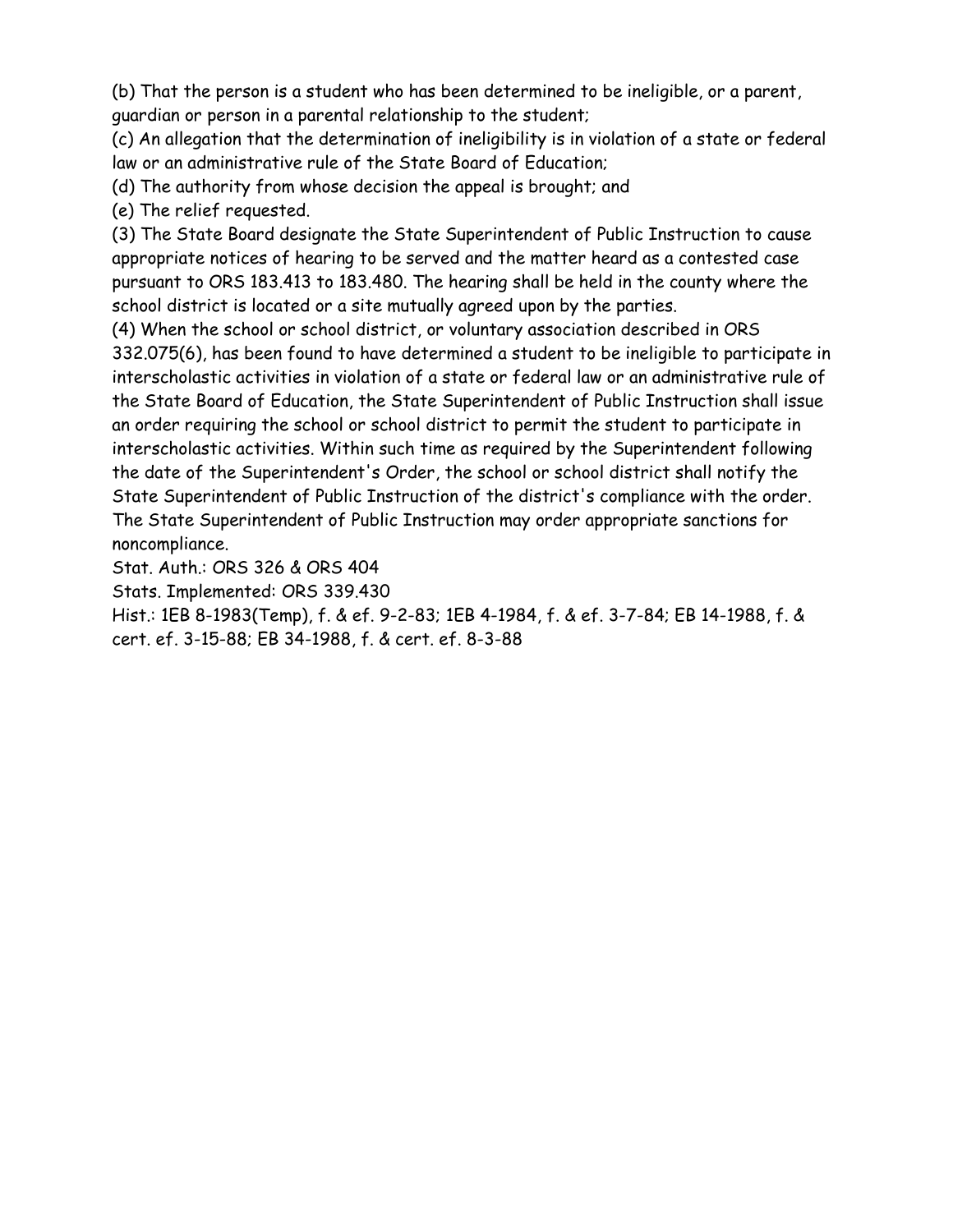(b) That the person is a student who has been determined to be ineligible, or a parent, guardian or person in a parental relationship to the student;

(c) An allegation that the determination of ineligibility is in violation of a state or federal law or an administrative rule of the State Board of Education;

(d) The authority from whose decision the appeal is brought; and

(e) The relief requested.

(3) The State Board designate the State Superintendent of Public Instruction to cause appropriate notices of hearing to be served and the matter heard as a contested case pursuant to ORS 183.413 to 183.480. The hearing shall be held in the county where the school district is located or a site mutually agreed upon by the parties.

(4) When the school or school district, or voluntary association described in ORS 332.075(6), has been found to have determined a student to be ineligible to participate in interscholastic activities in violation of a state or federal law or an administrative rule of the State Board of Education, the State Superintendent of Public Instruction shall issue an order requiring the school or school district to permit the student to participate in interscholastic activities. Within such time as required by the Superintendent following the date of the Superintendent's Order, the school or school district shall notify the State Superintendent of Public Instruction of the district's compliance with the order. The State Superintendent of Public Instruction may order appropriate sanctions for noncompliance.

Stat. Auth.: ORS 326 & ORS 404

Stats. Implemented: ORS 339.430

Hist.: 1EB 8-1983(Temp), f. & ef. 9-2-83; 1EB 4-1984, f. & ef. 3-7-84; EB 14-1988, f. & cert. ef. 3-15-88; EB 34-1988, f. & cert. ef. 8-3-88